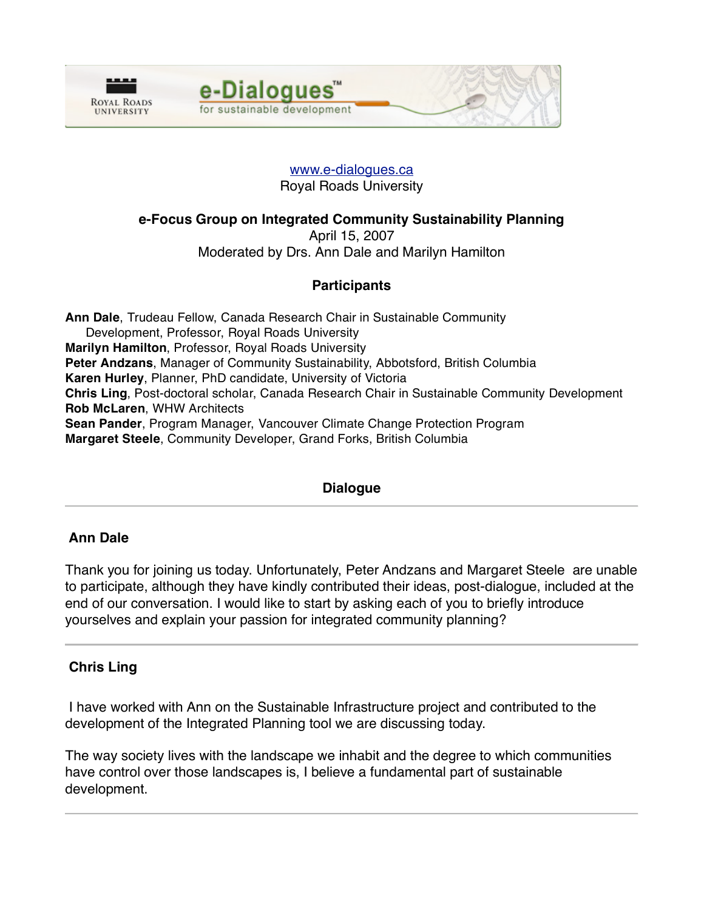Royal Roads University

e-Dialogues™ for sustainable development

www.e-dialogues.ca
Royal Roads University

# e-Focus Group on Integrated Community Sustainability Planning

April 15, 2007
Moderated by Drs. Ann Dale and Marilyn Hamilton

## Participants

**Ann Dale**, Trudeau Fellow, Canada Research Chair in Sustainable Community Development, Professor, Royal Roads University
**Marilyn Hamilton**, Professor, Royal Roads University
**Peter Andzans**, Manager of Community Sustainability, Abbotsford, British Columbia
**Karen Hurley**, Planner, PhD candidate, University of Victoria
**Chris Ling**, Post-doctoral scholar, Canada Research Chair in Sustainable Community Development
**Rob McLaren**, WHW Architects
**Sean Pander**, Program Manager, Vancouver Climate Change Protection Program
**Margaret Steele**, Community Developer, Grand Forks, British Columbia

## Dialogue

---

### Ann Dale

Thank you for joining us today. Unfortunately, Peter Andzans and Margaret Steele are unable to participate, although they have kindly contributed their ideas, post-dialogue, included at the end of our conversation. I would like to start by asking each of you to briefly introduce yourselves and explain your passion for integrated community planning?

---

### Chris Ling

I have worked with Ann on the Sustainable Infrastructure project and contributed to the development of the Integrated Planning tool we are discussing today.

The way society lives with the landscape we inhabit and the degree to which communities have control over those landscapes is, I believe a fundamental part of sustainable development.

---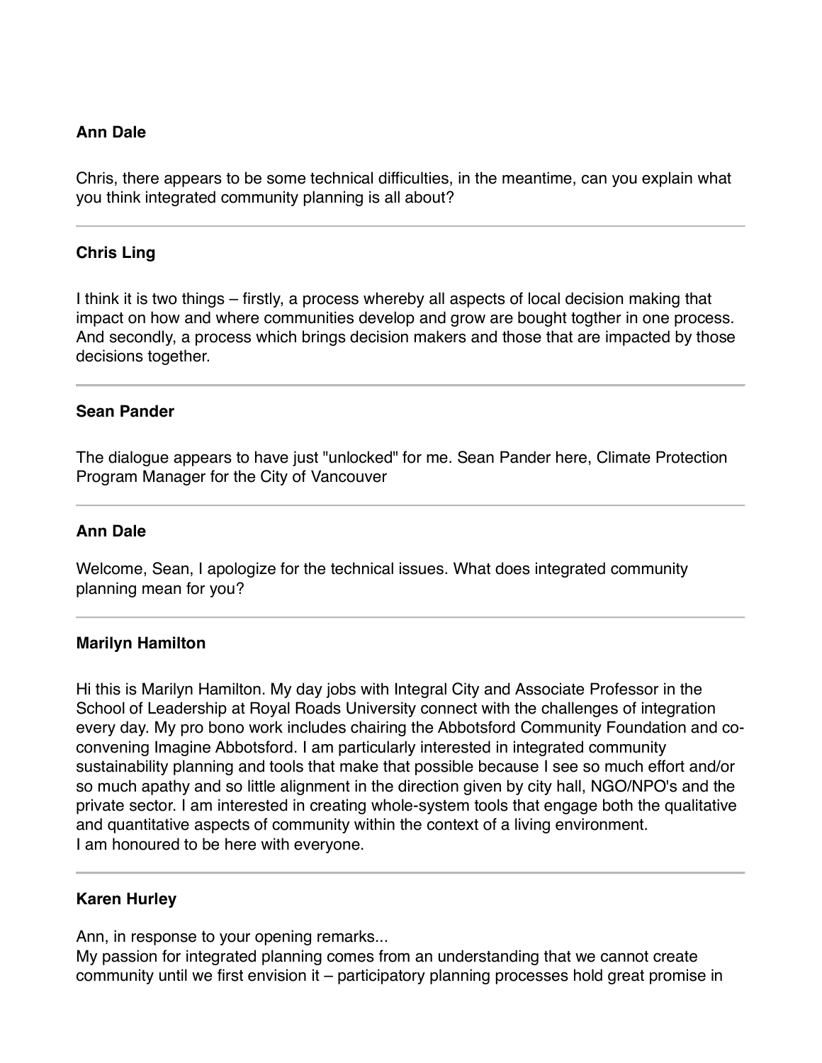**Ann Dale**

Chris, there appears to be some technical difficulties, in the meantime, can you explain what you think integrated community planning is all about?

---

**Chris Ling**

I think it is two things – firstly, a process whereby all aspects of local decision making that impact on how and where communities develop and grow are bought togther in one process. And secondly, a process which brings decision makers and those that are impacted by those decisions together.

---

**Sean Pander**

The dialogue appears to have just "unlocked" for me. Sean Pander here, Climate Protection Program Manager for the City of Vancouver

---

**Ann Dale**

Welcome, Sean, I apologize for the technical issues. What does integrated community planning mean for you?

---

**Marilyn Hamilton**

Hi this is Marilyn Hamilton. My day jobs with Integral City and Associate Professor in the School of Leadership at Royal Roads University connect with the challenges of integration every day. My pro bono work includes chairing the Abbotsford Community Foundation and co-convening Imagine Abbotsford. I am particularly interested in integrated community sustainability planning and tools that make that possible because I see so much effort and/or so much apathy and so little alignment in the direction given by city hall, NGO/NPO's and the private sector. I am interested in creating whole-system tools that engage both the qualitative and quantitative aspects of community within the context of a living environment.
I am honoured to be here with everyone.

---

**Karen Hurley**

Ann, in response to your opening remarks...
My passion for integrated planning comes from an understanding that we cannot create community until we first envision it – participatory planning processes hold great promise in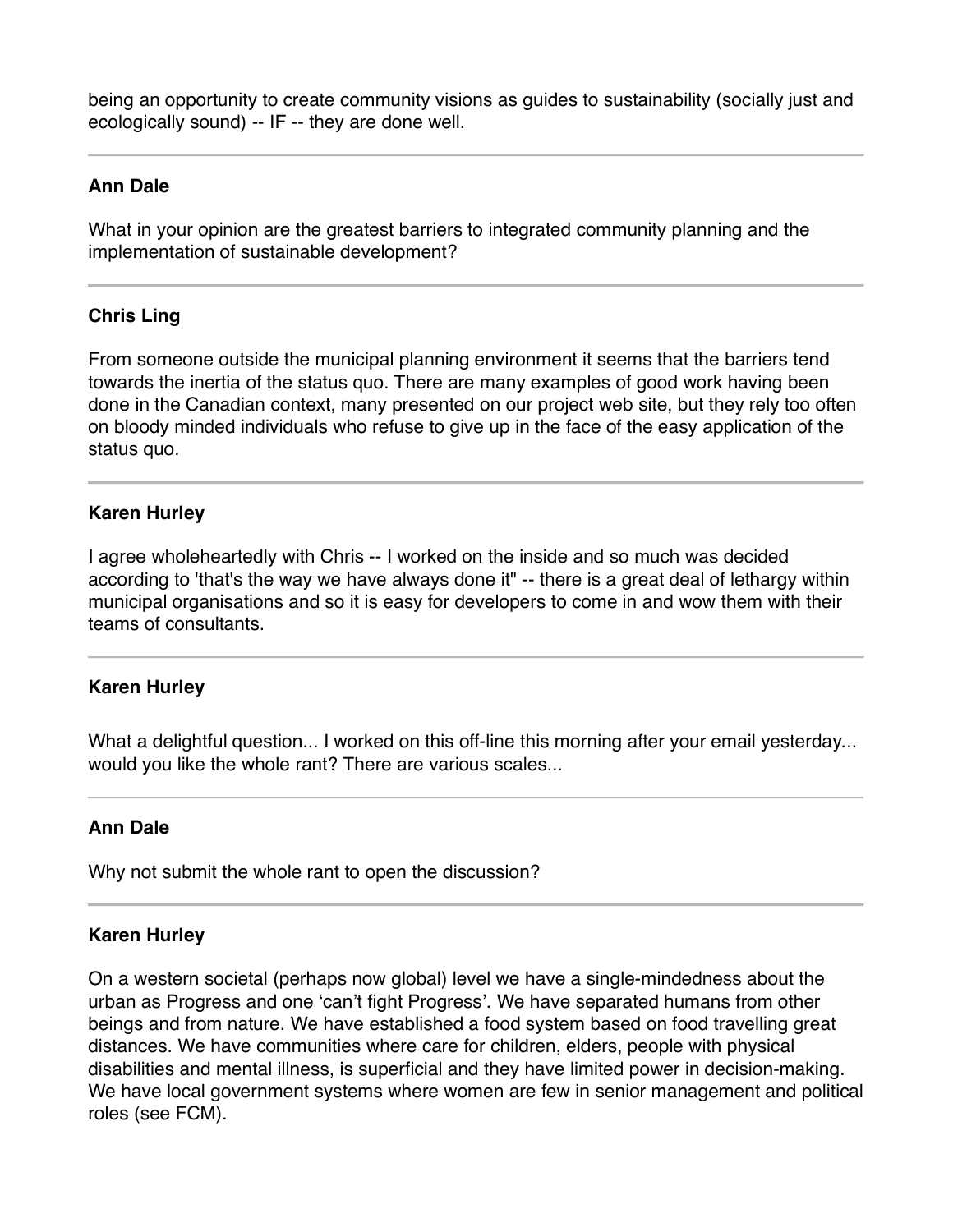being an opportunity to create community visions as guides to sustainability (socially just and ecologically sound) -- IF -- they are done well.

---

**Ann Dale**

What in your opinion are the greatest barriers to integrated community planning and the implementation of sustainable development?

---

**Chris Ling**

From someone outside the municipal planning environment it seems that the barriers tend towards the inertia of the status quo. There are many examples of good work having been done in the Canadian context, many presented on our project web site, but they rely too often on bloody minded individuals who refuse to give up in the face of the easy application of the status quo.

---

**Karen Hurley**

I agree wholeheartedly with Chris -- I worked on the inside and so much was decided according to 'that's the way we have always done it" -- there is a great deal of lethargy within municipal organisations and so it is easy for developers to come in and wow them with their teams of consultants.

---

**Karen Hurley**

What a delightful question... I worked on this off-line this morning after your email yesterday... would you like the whole rant? There are various scales...

---

**Ann Dale**

Why not submit the whole rant to open the discussion?

---

**Karen Hurley**

On a western societal (perhaps now global) level we have a single-mindedness about the urban as Progress and one 'can't fight Progress'. We have separated humans from other beings and from nature. We have established a food system based on food travelling great distances. We have communities where care for children, elders, people with physical disabilities and mental illness, is superficial and they have limited power in decision-making. We have local government systems where women are few in senior management and political roles (see FCM).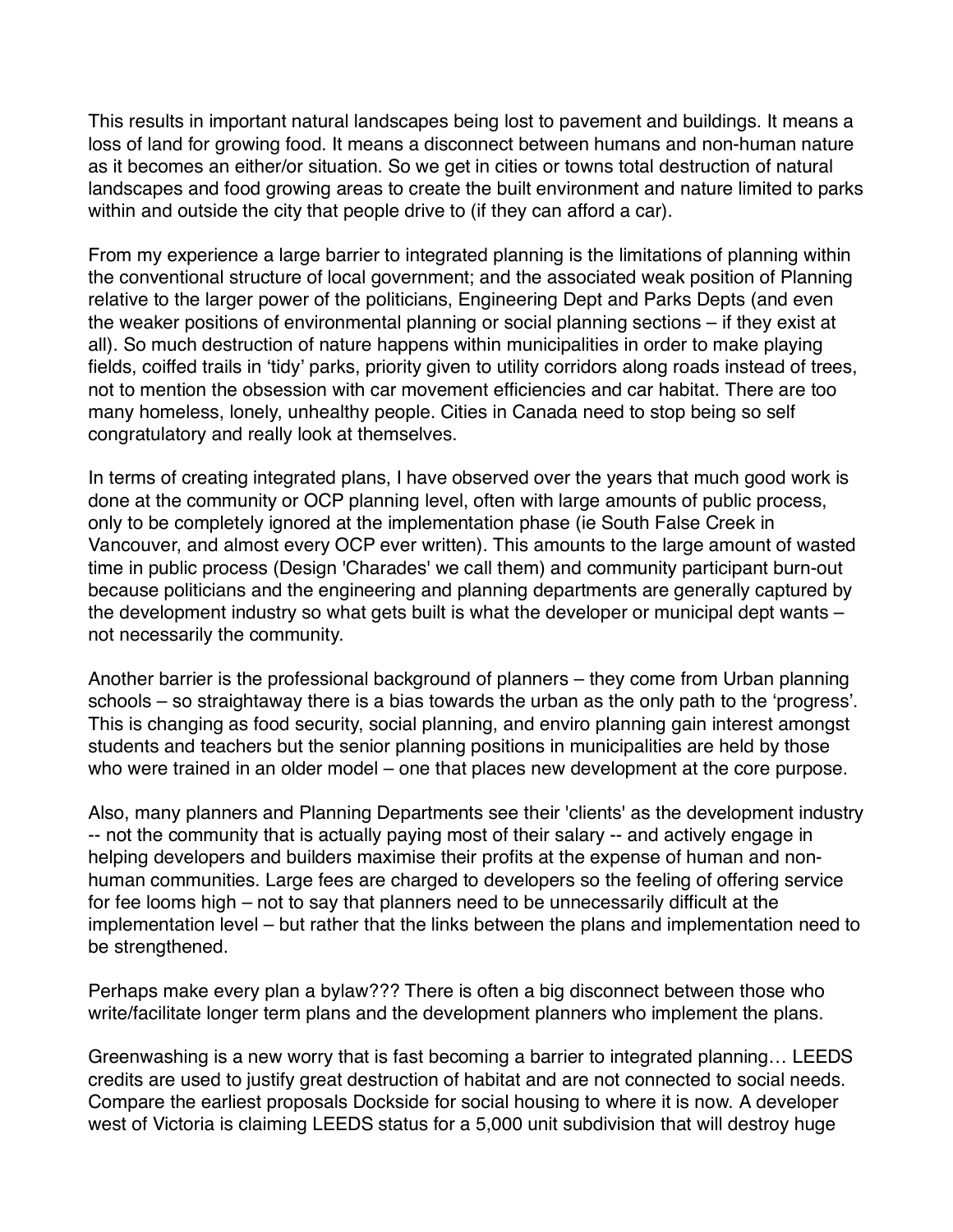This results in important natural landscapes being lost to pavement and buildings. It means a loss of land for growing food. It means a disconnect between humans and non-human nature as it becomes an either/or situation. So we get in cities or towns total destruction of natural landscapes and food growing areas to create the built environment and nature limited to parks within and outside the city that people drive to (if they can afford a car).

From my experience a large barrier to integrated planning is the limitations of planning within the conventional structure of local government; and the associated weak position of Planning relative to the larger power of the politicians, Engineering Dept and Parks Depts (and even the weaker positions of environmental planning or social planning sections – if they exist at all). So much destruction of nature happens within municipalities in order to make playing fields, coiffed trails in 'tidy' parks, priority given to utility corridors along roads instead of trees, not to mention the obsession with car movement efficiencies and car habitat. There are too many homeless, lonely, unhealthy people. Cities in Canada need to stop being so self congratulatory and really look at themselves.

In terms of creating integrated plans, I have observed over the years that much good work is done at the community or OCP planning level, often with large amounts of public process, only to be completely ignored at the implementation phase (ie South False Creek in Vancouver, and almost every OCP ever written). This amounts to the large amount of wasted time in public process (Design 'Charades' we call them) and community participant burn-out because politicians and the engineering and planning departments are generally captured by the development industry so what gets built is what the developer or municipal dept wants – not necessarily the community.

Another barrier is the professional background of planners – they come from Urban planning schools – so straightaway there is a bias towards the urban as the only path to the 'progress'. This is changing as food security, social planning, and enviro planning gain interest amongst students and teachers but the senior planning positions in municipalities are held by those who were trained in an older model – one that places new development at the core purpose.

Also, many planners and Planning Departments see their 'clients' as the development industry -- not the community that is actually paying most of their salary -- and actively engage in helping developers and builders maximise their profits at the expense of human and non-human communities. Large fees are charged to developers so the feeling of offering service for fee looms high – not to say that planners need to be unnecessarily difficult at the implementation level – but rather that the links between the plans and implementation need to be strengthened.

Perhaps make every plan a bylaw??? There is often a big disconnect between those who write/facilitate longer term plans and the development planners who implement the plans.

Greenwashing is a new worry that is fast becoming a barrier to integrated planning… LEEDS credits are used to justify great destruction of habitat and are not connected to social needs. Compare the earliest proposals Dockside for social housing to where it is now. A developer west of Victoria is claiming LEEDS status for a 5,000 unit subdivision that will destroy huge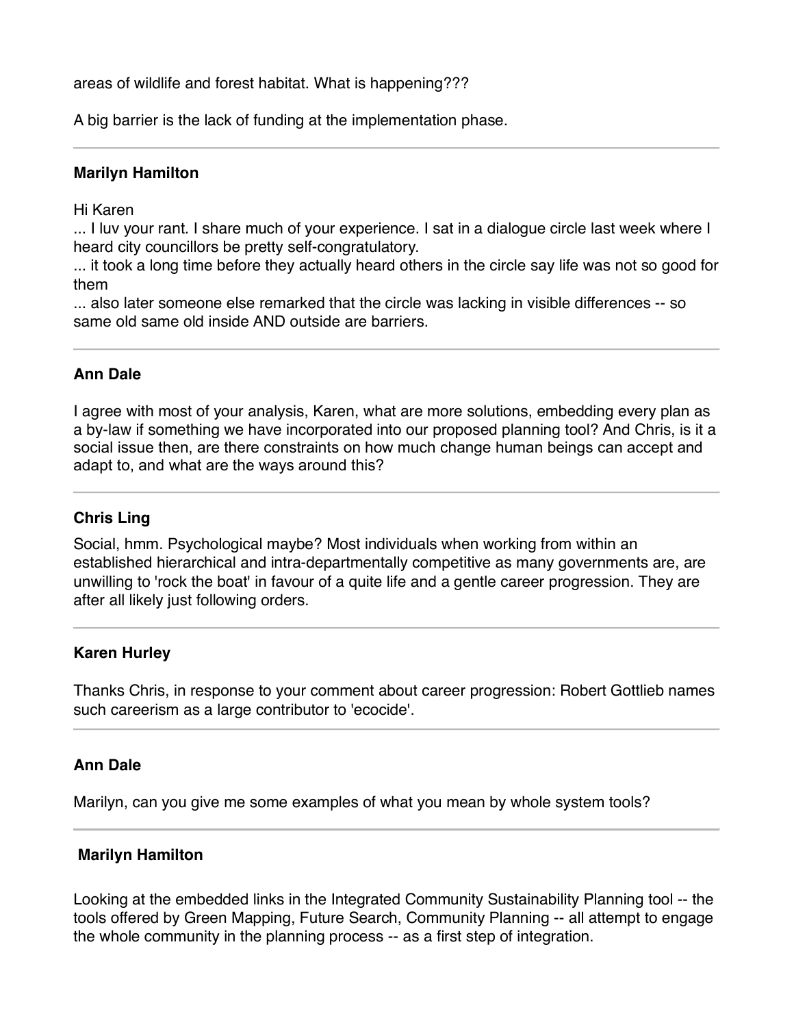areas of wildlife and forest habitat. What is happening???

A big barrier is the lack of funding at the implementation phase.

---

**Marilyn Hamilton**

Hi Karen
... I luv your rant. I share much of your experience. I sat in a dialogue circle last week where I heard city councillors be pretty self-congratulatory.
... it took a long time before they actually heard others in the circle say life was not so good for them
... also later someone else remarked that the circle was lacking in visible differences -- so same old same old inside AND outside are barriers.

---

**Ann Dale**

I agree with most of your analysis, Karen, what are more solutions, embedding every plan as a by-law if something we have incorporated into our proposed planning tool? And Chris, is it a social issue then, are there constraints on how much change human beings can accept and adapt to, and what are the ways around this?

---

**Chris Ling**

Social, hmm. Psychological maybe? Most individuals when working from within an established hierarchical and intra-departmentally competitive as many governments are, are unwilling to 'rock the boat' in favour of a quite life and a gentle career progression. They are after all likely just following orders.

---

**Karen Hurley**

Thanks Chris, in response to your comment about career progression: Robert Gottlieb names such careerism as a large contributor to 'ecocide'.

---

**Ann Dale**

Marilyn, can you give me some examples of what you mean by whole system tools?

---

**Marilyn Hamilton**

Looking at the embedded links in the Integrated Community Sustainability Planning tool -- the tools offered by Green Mapping, Future Search, Community Planning -- all attempt to engage the whole community in the planning process -- as a first step of integration.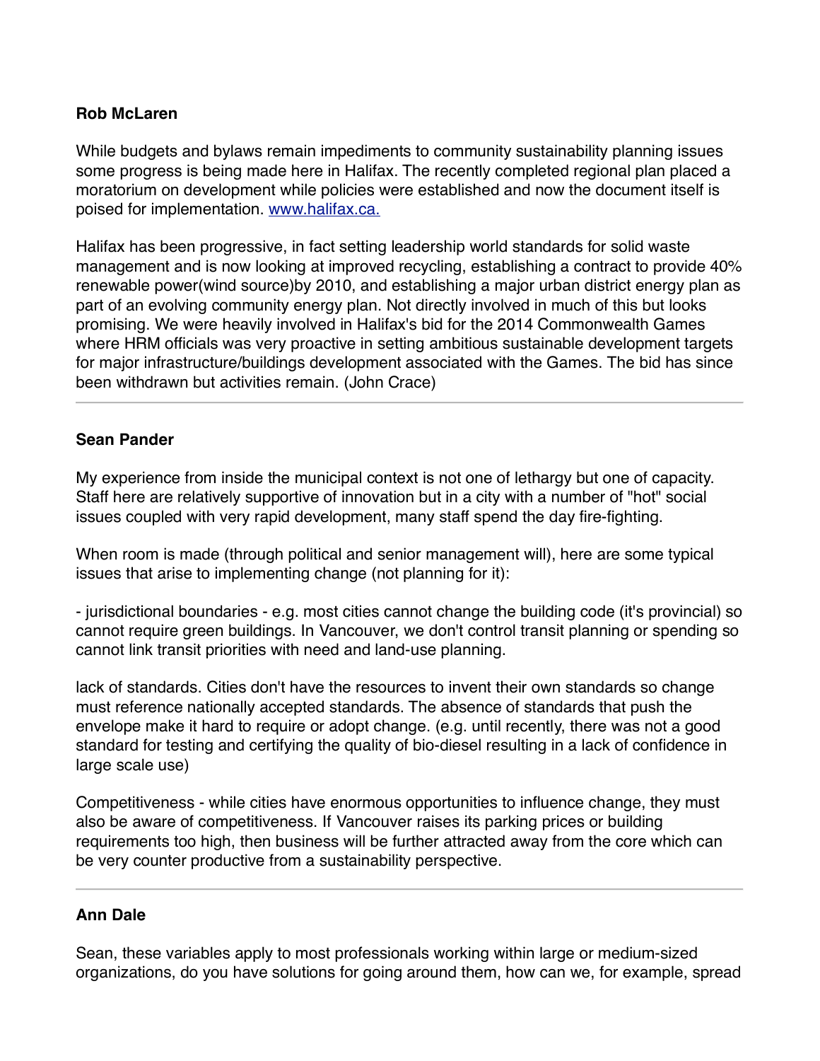**Rob McLaren**

While budgets and bylaws remain impediments to community sustainability planning issues some progress is being made here in Halifax. The recently completed regional plan placed a moratorium on development while policies were established and now the document itself is poised for implementation. [www.halifax.ca.](http://www.halifax.ca)

Halifax has been progressive, in fact setting leadership world standards for solid waste management and is now looking at improved recycling, establishing a contract to provide 40% renewable power(wind source)by 2010, and establishing a major urban district energy plan as part of an evolving community energy plan. Not directly involved in much of this but looks promising. We were heavily involved in Halifax's bid for the 2014 Commonwealth Games where HRM officials was very proactive in setting ambitious sustainable development targets for major infrastructure/buildings development associated with the Games. The bid has since been withdrawn but activities remain. (John Crace)

---

**Sean Pander**

My experience from inside the municipal context is not one of lethargy but one of capacity. Staff here are relatively supportive of innovation but in a city with a number of "hot" social issues coupled with very rapid development, many staff spend the day fire-fighting.

When room is made (through political and senior management will), here are some typical issues that arise to implementing change (not planning for it):

- jurisdictional boundaries - e.g. most cities cannot change the building code (it's provincial) so cannot require green buildings. In Vancouver, we don't control transit planning or spending so cannot link transit priorities with need and land-use planning.

lack of standards. Cities don't have the resources to invent their own standards so change must reference nationally accepted standards. The absence of standards that push the envelope make it hard to require or adopt change. (e.g. until recently, there was not a good standard for testing and certifying the quality of bio-diesel resulting in a lack of confidence in large scale use)

Competitiveness - while cities have enormous opportunities to influence change, they must also be aware of competitiveness. If Vancouver raises its parking prices or building requirements too high, then business will be further attracted away from the core which can be very counter productive from a sustainability perspective.

---

**Ann Dale**

Sean, these variables apply to most professionals working within large or medium-sized organizations, do you have solutions for going around them, how can we, for example, spread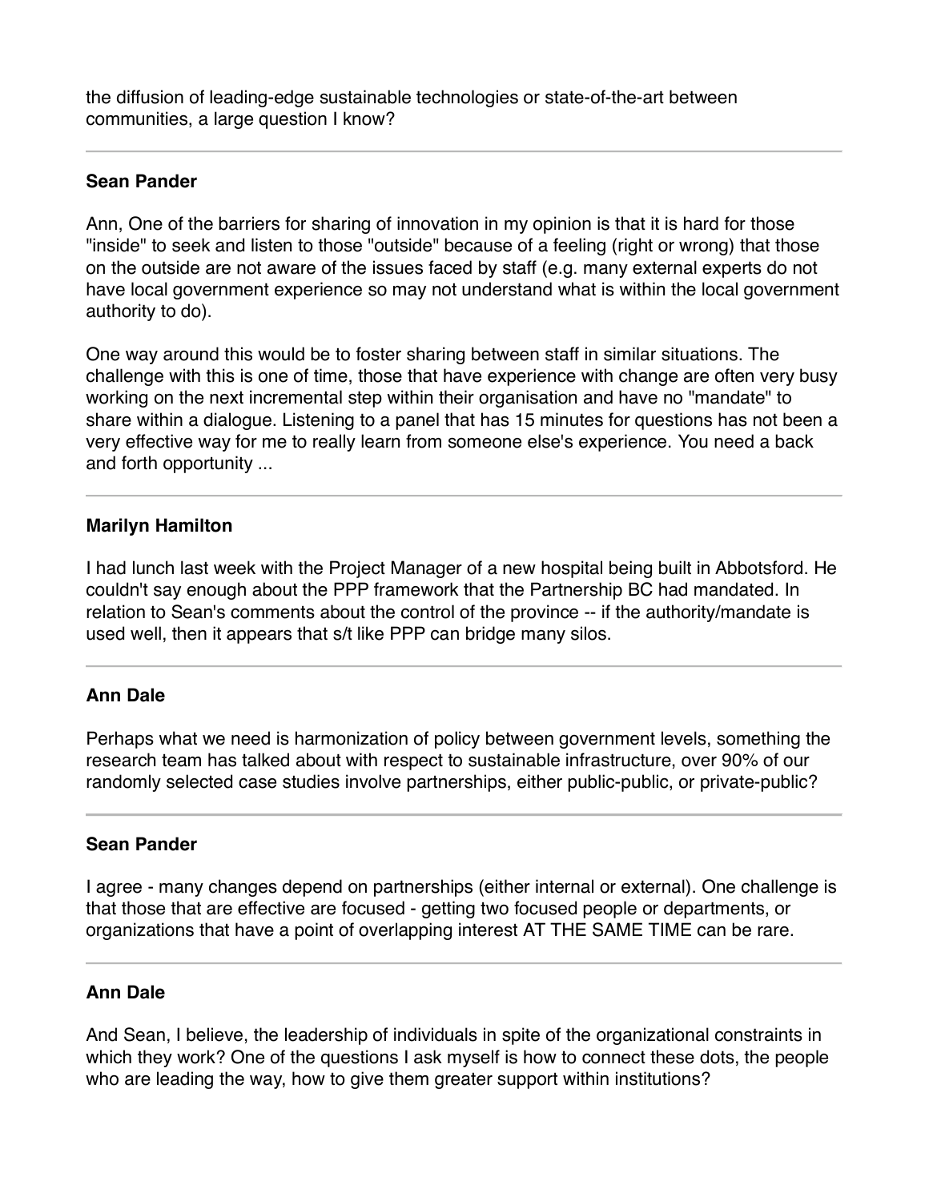the diffusion of leading-edge sustainable technologies or state-of-the-art between communities, a large question I know?

---

**Sean Pander**

Ann, One of the barriers for sharing of innovation in my opinion is that it is hard for those "inside" to seek and listen to those "outside" because of a feeling (right or wrong) that those on the outside are not aware of the issues faced by staff (e.g. many external experts do not have local government experience so may not understand what is within the local government authority to do).

One way around this would be to foster sharing between staff in similar situations. The challenge with this is one of time, those that have experience with change are often very busy working on the next incremental step within their organisation and have no "mandate" to share within a dialogue. Listening to a panel that has 15 minutes for questions has not been a very effective way for me to really learn from someone else's experience. You need a back and forth opportunity ...

---

**Marilyn Hamilton**

I had lunch last week with the Project Manager of a new hospital being built in Abbotsford. He couldn't say enough about the PPP framework that the Partnership BC had mandated. In relation to Sean's comments about the control of the province -- if the authority/mandate is used well, then it appears that s/t like PPP can bridge many silos.

---

**Ann Dale**

Perhaps what we need is harmonization of policy between government levels, something the research team has talked about with respect to sustainable infrastructure, over 90% of our randomly selected case studies involve partnerships, either public-public, or private-public?

---

**Sean Pander**

I agree - many changes depend on partnerships (either internal or external). One challenge is that those that are effective are focused - getting two focused people or departments, or organizations that have a point of overlapping interest AT THE SAME TIME can be rare.

---

**Ann Dale**

And Sean, I believe, the leadership of individuals in spite of the organizational constraints in which they work? One of the questions I ask myself is how to connect these dots, the people who are leading the way, how to give them greater support within institutions?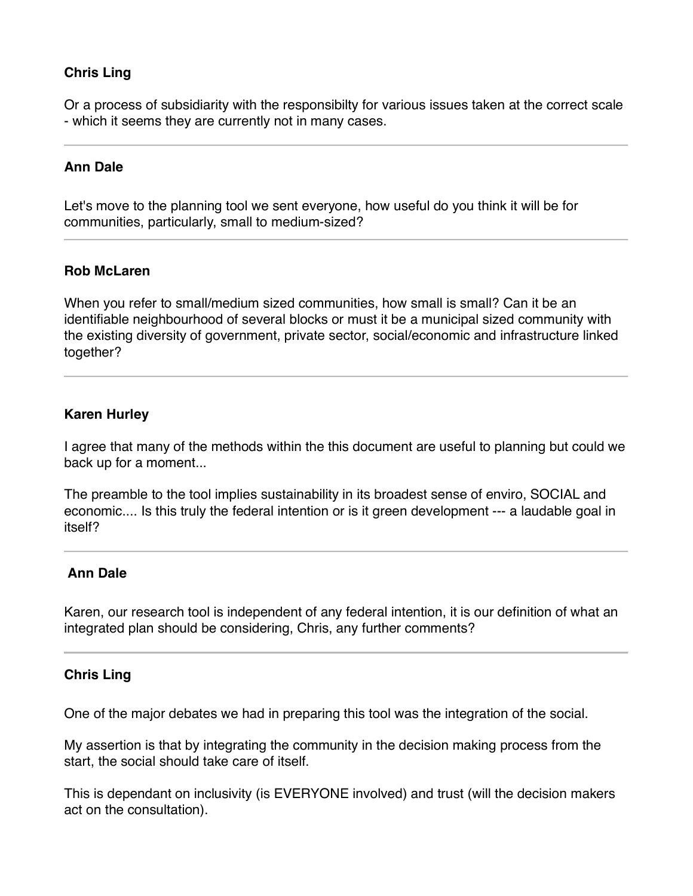**Chris Ling**

Or a process of subsidiarity with the responsibilty for various issues taken at the correct scale - which it seems they are currently not in many cases.

---

**Ann Dale**

Let's move to the planning tool we sent everyone, how useful do you think it will be for communities, particularly, small to medium-sized?

---

**Rob McLaren**

When you refer to small/medium sized communities, how small is small? Can it be an identifiable neighbourhood of several blocks or must it be a municipal sized community with the existing diversity of government, private sector, social/economic and infrastructure linked together?

---

**Karen Hurley**

I agree that many of the methods within the this document are useful to planning but could we back up for a moment...

The preamble to the tool implies sustainability in its broadest sense of enviro, SOCIAL and economic.... Is this truly the federal intention or is it green development --- a laudable goal in itself?

---

**Ann Dale**

Karen, our research tool is independent of any federal intention, it is our definition of what an integrated plan should be considering, Chris, any further comments?

---

**Chris Ling**

One of the major debates we had in preparing this tool was the integration of the social.

My assertion is that by integrating the community in the decision making process from the start, the social should take care of itself.

This is dependant on inclusivity (is EVERYONE involved) and trust (will the decision makers act on the consultation).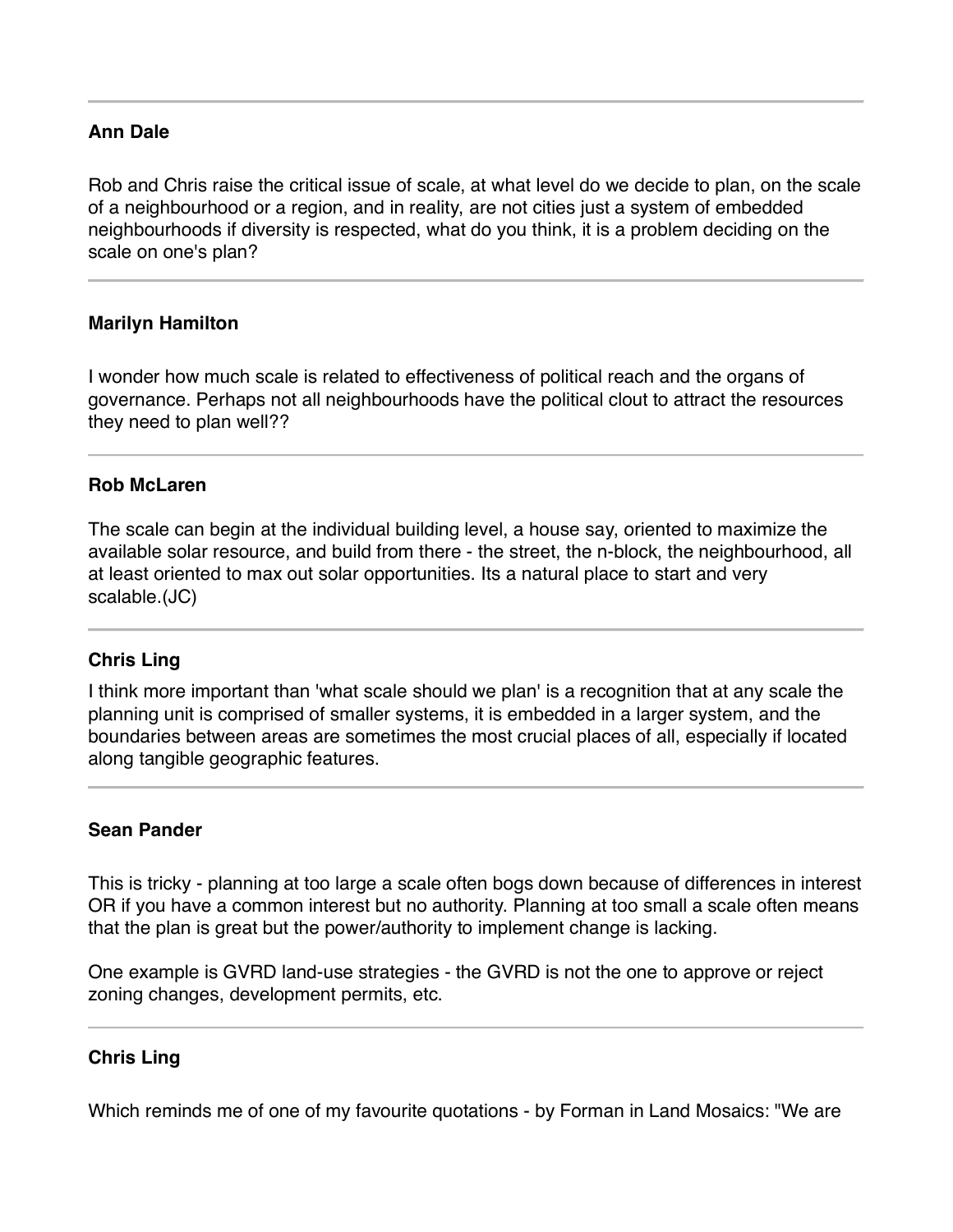---

**Ann Dale**

Rob and Chris raise the critical issue of scale, at what level do we decide to plan, on the scale of a neighbourhood or a region, and in reality, are not cities just a system of embedded neighbourhoods if diversity is respected, what do you think, it is a problem deciding on the scale on one's plan?

---

**Marilyn Hamilton**

I wonder how much scale is related to effectiveness of political reach and the organs of governance. Perhaps not all neighbourhoods have the political clout to attract the resources they need to plan well??

---

**Rob McLaren**

The scale can begin at the individual building level, a house say, oriented to maximize the available solar resource, and build from there - the street, the n-block, the neighbourhood, all at least oriented to max out solar opportunities. Its a natural place to start and very scalable.(JC)

---

**Chris Ling**

I think more important than 'what scale should we plan' is a recognition that at any scale the planning unit is comprised of smaller systems, it is embedded in a larger system, and the boundaries between areas are sometimes the most crucial places of all, especially if located along tangible geographic features.

---

**Sean Pander**

This is tricky - planning at too large a scale often bogs down because of differences in interest OR if you have a common interest but no authority. Planning at too small a scale often means that the plan is great but the power/authority to implement change is lacking.

One example is GVRD land-use strategies - the GVRD is not the one to approve or reject zoning changes, development permits, etc.

---

**Chris Ling**

Which reminds me of one of my favourite quotations - by Forman in Land Mosaics: "We are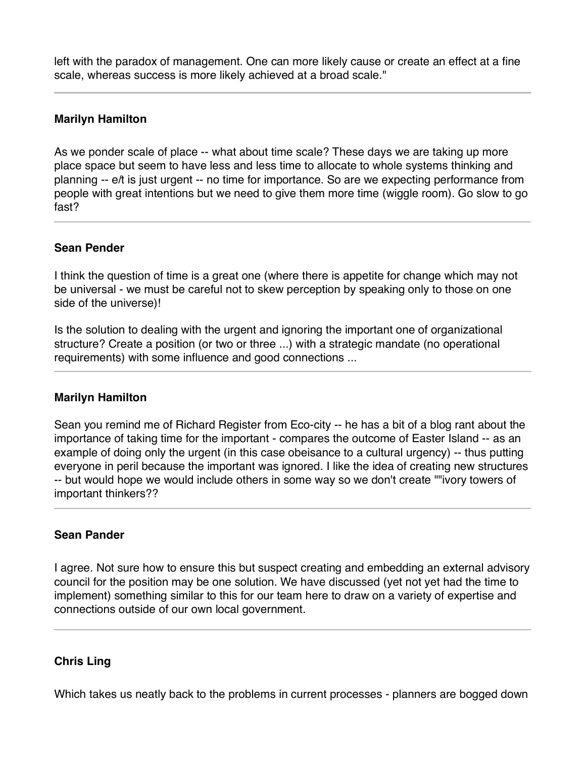left with the paradox of management. One can more likely cause or create an effect at a fine scale, whereas success is more likely achieved at a broad scale."

---

**Marilyn Hamilton**

As we ponder scale of place -- what about time scale? These days we are taking up more place space but seem to have less and less time to allocate to whole systems thinking and planning -- e/t is just urgent -- no time for importance. So are we expecting performance from people with great intentions but we need to give them more time (wiggle room). Go slow to go fast?

---

**Sean Pender**

I think the question of time is a great one (where there is appetite for change which may not be universal - we must be careful not to skew perception by speaking only to those on one side of the universe)!

Is the solution to dealing with the urgent and ignoring the important one of organizational structure? Create a position (or two or three ...) with a strategic mandate (no operational requirements) with some influence and good connections ...

---

**Marilyn Hamilton**

Sean you remind me of Richard Register from Eco-city -- he has a bit of a blog rant about the importance of taking time for the important - compares the outcome of Easter Island -- as an example of doing only the urgent (in this case obeisance to a cultural urgency) -- thus putting everyone in peril because the important was ignored. I like the idea of creating new structures -- but would hope we would include others in some way so we don't create ""ivory towers of important thinkers??

---

**Sean Pander**

I agree. Not sure how to ensure this but suspect creating and embedding an external advisory council for the position may be one solution. We have discussed (yet not yet had the time to implement) something similar to this for our team here to draw on a variety of expertise and connections outside of our own local government.

---

**Chris Ling**

Which takes us neatly back to the problems in current processes - planners are bogged down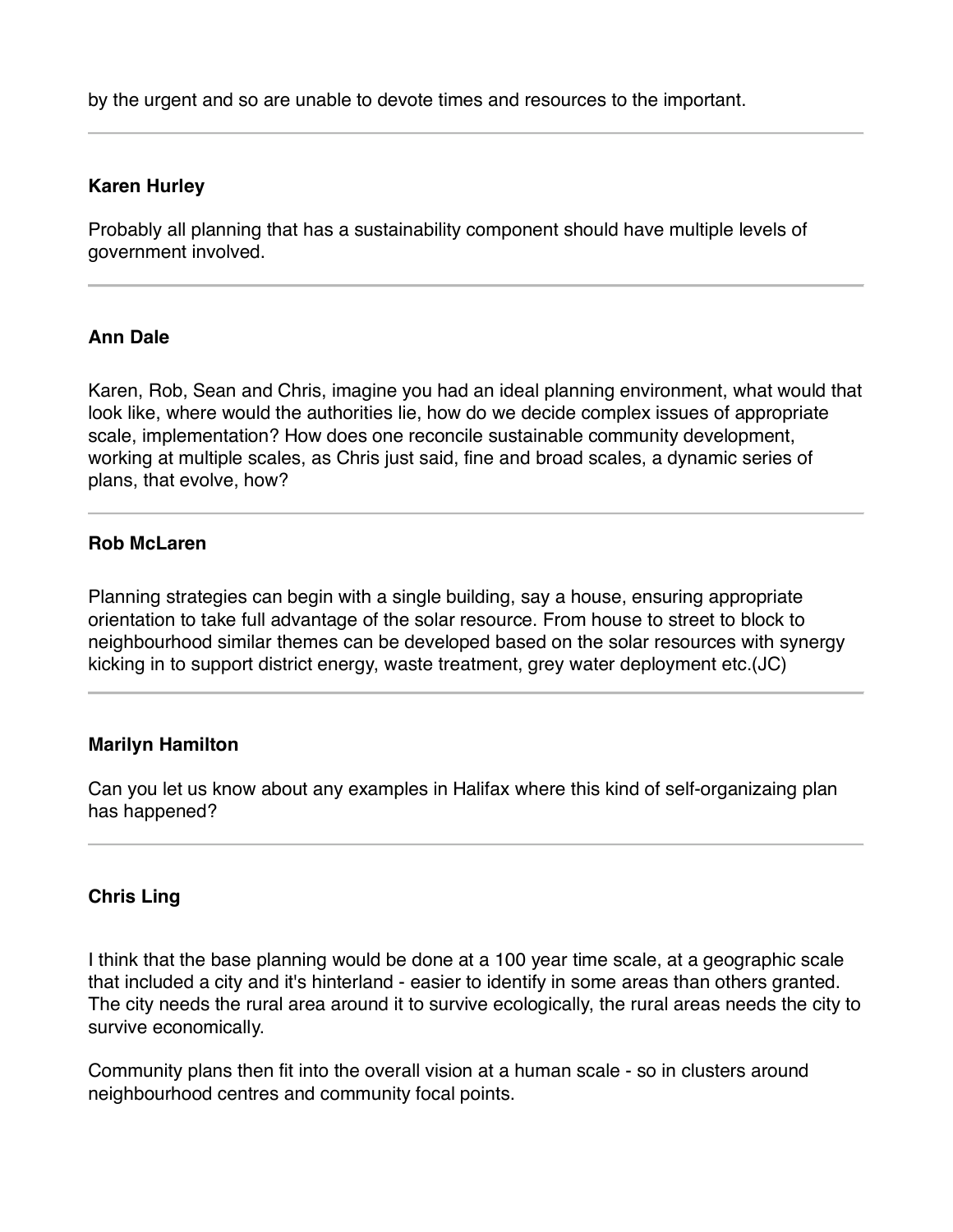by the urgent and so are unable to devote times and resources to the important.

---

**Karen Hurley**

Probably all planning that has a sustainability component should have multiple levels of government involved.

---

**Ann Dale**

Karen, Rob, Sean and Chris, imagine you had an ideal planning environment, what would that look like, where would the authorities lie, how do we decide complex issues of appropriate scale, implementation? How does one reconcile sustainable community development, working at multiple scales, as Chris just said, fine and broad scales, a dynamic series of plans, that evolve, how?

---

**Rob McLaren**

Planning strategies can begin with a single building, say a house, ensuring appropriate orientation to take full advantage of the solar resource. From house to street to block to neighbourhood similar themes can be developed based on the solar resources with synergy kicking in to support district energy, waste treatment, grey water deployment etc.(JC)

---

**Marilyn Hamilton**

Can you let us know about any examples in Halifax where this kind of self-organizaing plan has happened?

---

**Chris Ling**

I think that the base planning would be done at a 100 year time scale, at a geographic scale that included a city and it's hinterland - easier to identify in some areas than others granted. The city needs the rural area around it to survive ecologically, the rural areas needs the city to survive economically.

Community plans then fit into the overall vision at a human scale - so in clusters around neighbourhood centres and community focal points.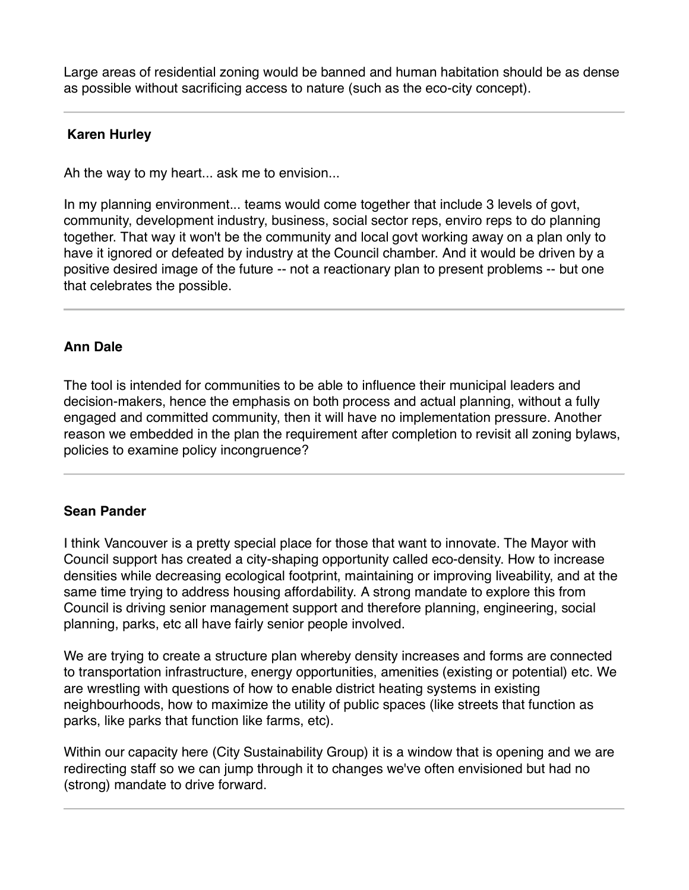Large areas of residential zoning would be banned and human habitation should be as dense as possible without sacrificing access to nature (such as the eco-city concept).

---

**Karen Hurley**

Ah the way to my heart... ask me to envision...

In my planning environment... teams would come together that include 3 levels of govt, community, development industry, business, social sector reps, enviro reps to do planning together. That way it won't be the community and local govt working away on a plan only to have it ignored or defeated by industry at the Council chamber. And it would be driven by a positive desired image of the future -- not a reactionary plan to present problems -- but one that celebrates the possible.

---

**Ann Dale**

The tool is intended for communities to be able to influence their municipal leaders and decision-makers, hence the emphasis on both process and actual planning, without a fully engaged and committed community, then it will have no implementation pressure. Another reason we embedded in the plan the requirement after completion to revisit all zoning bylaws, policies to examine policy incongruence?

---

**Sean Pander**

I think Vancouver is a pretty special place for those that want to innovate. The Mayor with Council support has created a city-shaping opportunity called eco-density. How to increase densities while decreasing ecological footprint, maintaining or improving liveability, and at the same time trying to address housing affordability. A strong mandate to explore this from Council is driving senior management support and therefore planning, engineering, social planning, parks, etc all have fairly senior people involved.

We are trying to create a structure plan whereby density increases and forms are connected to transportation infrastructure, energy opportunities, amenities (existing or potential) etc. We are wrestling with questions of how to enable district heating systems in existing neighbourhoods, how to maximize the utility of public spaces (like streets that function as parks, like parks that function like farms, etc).

Within our capacity here (City Sustainability Group) it is a window that is opening and we are redirecting staff so we can jump through it to changes we've often envisioned but had no (strong) mandate to drive forward.

---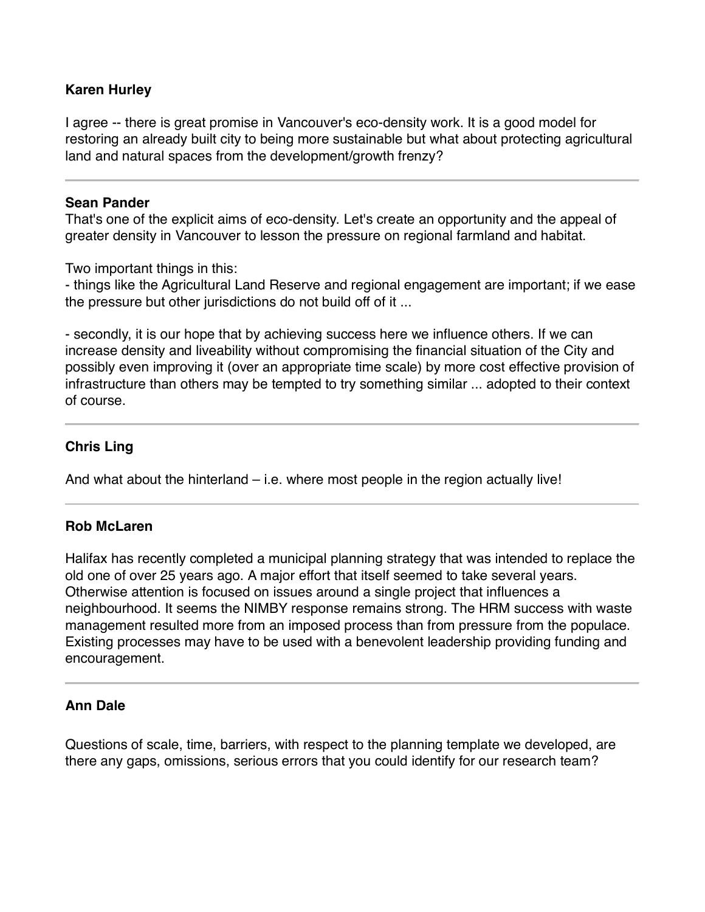**Karen Hurley**

I agree -- there is great promise in Vancouver's eco-density work. It is a good model for restoring an already built city to being more sustainable but what about protecting agricultural land and natural spaces from the development/growth frenzy?

---

**Sean Pander**

That's one of the explicit aims of eco-density. Let's create an opportunity and the appeal of greater density in Vancouver to lesson the pressure on regional farmland and habitat.

Two important things in this:

- things like the Agricultural Land Reserve and regional engagement are important; if we ease the pressure but other jurisdictions do not build off of it ...

- secondly, it is our hope that by achieving success here we influence others. If we can increase density and liveability without compromising the financial situation of the City and possibly even improving it (over an appropriate time scale) by more cost effective provision of infrastructure than others may be tempted to try something similar ... adopted to their context of course.

---

**Chris Ling**

And what about the hinterland – i.e. where most people in the region actually live!

---

**Rob McLaren**

Halifax has recently completed a municipal planning strategy that was intended to replace the old one of over 25 years ago. A major effort that itself seemed to take several years. Otherwise attention is focused on issues around a single project that influences a neighbourhood. It seems the NIMBY response remains strong. The HRM success with waste management resulted more from an imposed process than from pressure from the populace. Existing processes may have to be used with a benevolent leadership providing funding and encouragement.

---

**Ann Dale**

Questions of scale, time, barriers, with respect to the planning template we developed, are there any gaps, omissions, serious errors that you could identify for our research team?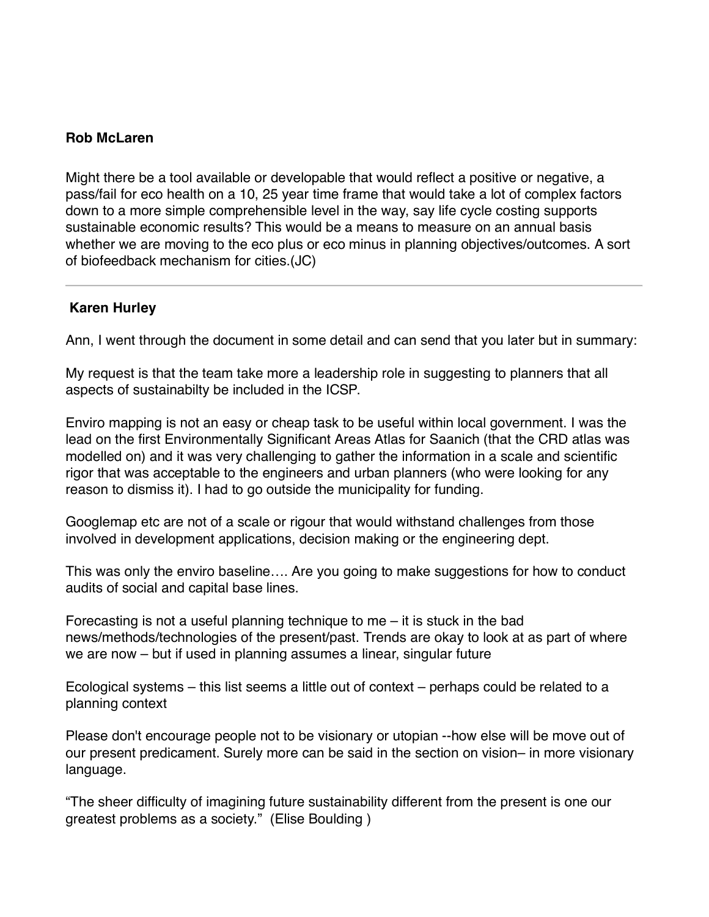**Rob McLaren**

Might there be a tool available or developable that would reflect a positive or negative, a pass/fail for eco health on a 10, 25 year time frame that would take a lot of complex factors down to a more simple comprehensible level in the way, say life cycle costing supports sustainable economic results? This would be a means to measure on an annual basis whether we are moving to the eco plus or eco minus in planning objectives/outcomes. A sort of biofeedback mechanism for cities.(JC)

---

**Karen Hurley**

Ann, I went through the document in some detail and can send that you later but in summary:

My request is that the team take more a leadership role in suggesting to planners that all aspects of sustainabilty be included in the ICSP.

Enviro mapping is not an easy or cheap task to be useful within local government. I was the lead on the first Environmentally Significant Areas Atlas for Saanich (that the CRD atlas was modelled on) and it was very challenging to gather the information in a scale and scientific rigor that was acceptable to the engineers and urban planners (who were looking for any reason to dismiss it). I had to go outside the municipality for funding.

Googlemap etc are not of a scale or rigour that would withstand challenges from those involved in development applications, decision making or the engineering dept.

This was only the enviro baseline…. Are you going to make suggestions for how to conduct audits of social and capital base lines.

Forecasting is not a useful planning technique to me – it is stuck in the bad news/methods/technologies of the present/past. Trends are okay to look at as part of where we are now – but if used in planning assumes a linear, singular future

Ecological systems – this list seems a little out of context – perhaps could be related to a planning context

Please don't encourage people not to be visionary or utopian --how else will be move out of our present predicament. Surely more can be said in the section on vision– in more visionary language.

"The sheer difficulty of imagining future sustainability different from the present is one our greatest problems as a society." (Elise Boulding )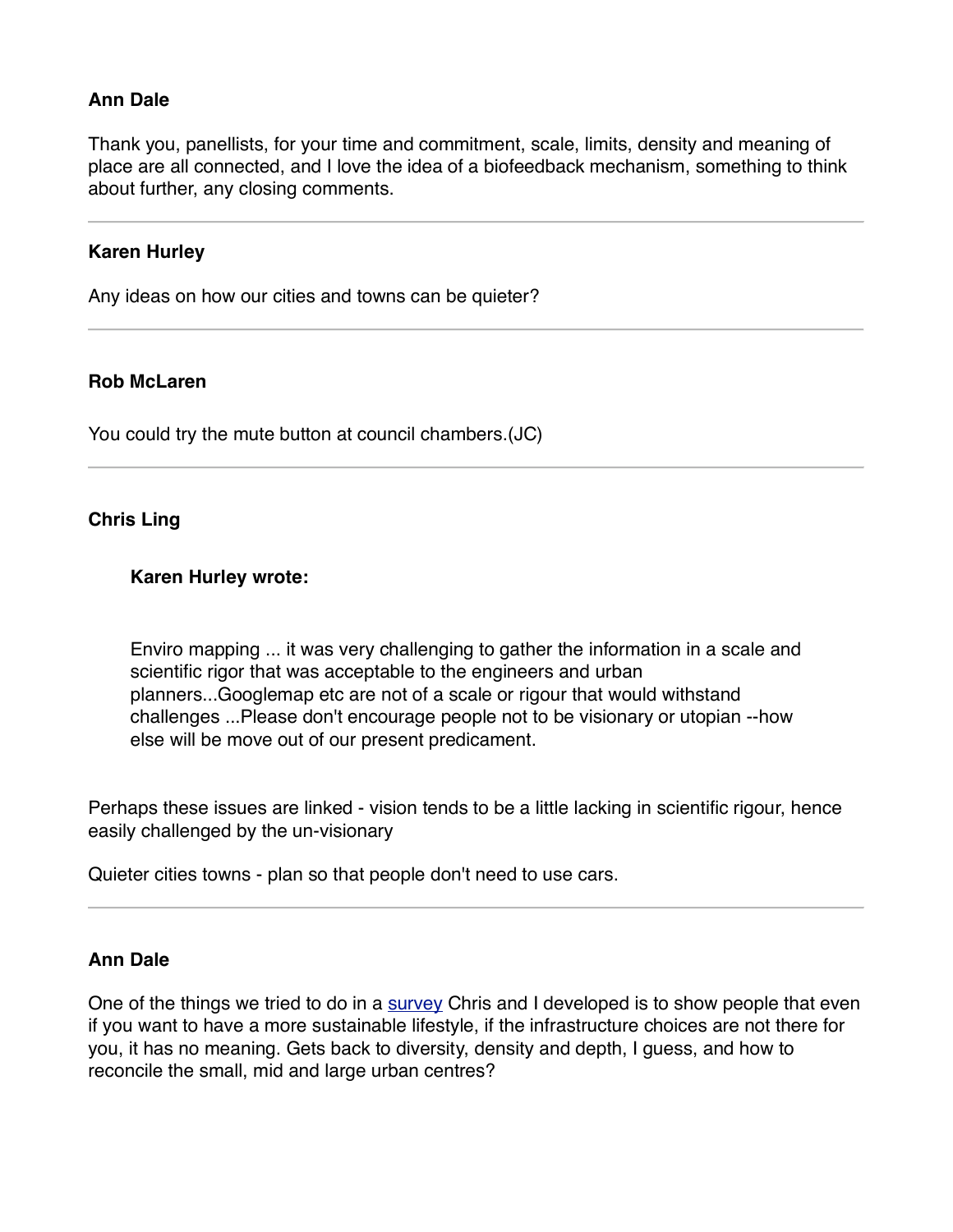**Ann Dale**

Thank you, panellists, for your time and commitment, scale, limits, density and meaning of place are all connected, and I love the idea of a biofeedback mechanism, something to think about further, any closing comments.

---

**Karen Hurley**

Any ideas on how our cities and towns can be quieter?

---

**Rob McLaren**

You could try the mute button at council chambers.(JC)

---

**Chris Ling**

> **Karen Hurley wrote:**
>
> Enviro mapping ... it was very challenging to gather the information in a scale and scientific rigor that was acceptable to the engineers and urban planners...Googlemap etc are not of a scale or rigour that would withstand challenges ...Please don't encourage people not to be visionary or utopian --how else will be move out of our present predicament.

Perhaps these issues are linked - vision tends to be a little lacking in scientific rigour, hence easily challenged by the un-visionary

Quieter cities towns - plan so that people don't need to use cars.

---

**Ann Dale**

One of the things we tried to do in a survey Chris and I developed is to show people that even if you want to have a more sustainable lifestyle, if the infrastructure choices are not there for you, it has no meaning. Gets back to diversity, density and depth, I guess, and how to reconcile the small, mid and large urban centres?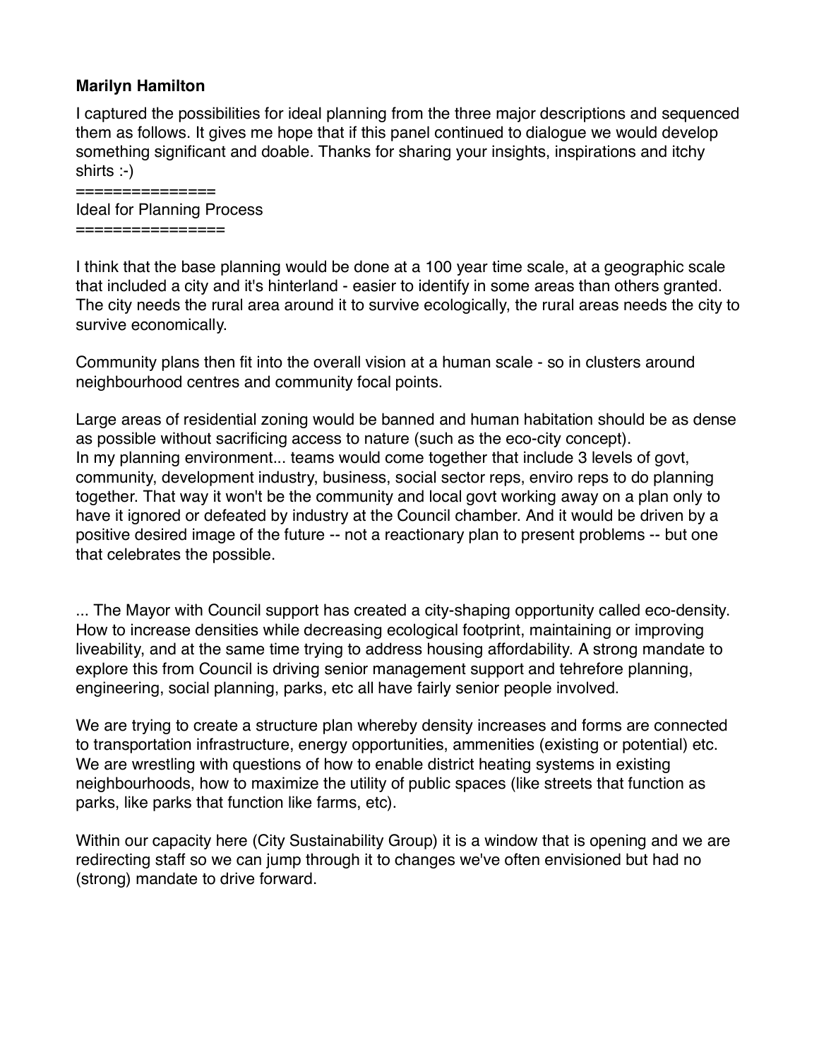**Marilyn Hamilton**

I captured the possibilities for ideal planning from the three major descriptions and sequenced them as follows. It gives me hope that if this panel continued to dialogue we would develop something significant and doable. Thanks for sharing your insights, inspirations and itchy shirts :-)

===============
Ideal for Planning Process
================

I think that the base planning would be done at a 100 year time scale, at a geographic scale that included a city and it's hinterland - easier to identify in some areas than others granted. The city needs the rural area around it to survive ecologically, the rural areas needs the city to survive economically.

Community plans then fit into the overall vision at a human scale - so in clusters around neighbourhood centres and community focal points.

Large areas of residential zoning would be banned and human habitation should be as dense as possible without sacrificing access to nature (such as the eco-city concept).
In my planning environment... teams would come together that include 3 levels of govt, community, development industry, business, social sector reps, enviro reps to do planning together. That way it won't be the community and local govt working away on a plan only to have it ignored or defeated by industry at the Council chamber. And it would be driven by a positive desired image of the future -- not a reactionary plan to present problems -- but one that celebrates the possible.

... The Mayor with Council support has created a city-shaping opportunity called eco-density. How to increase densities while decreasing ecological footprint, maintaining or improving liveability, and at the same time trying to address housing affordability. A strong mandate to explore this from Council is driving senior management support and tehrefore planning, engineering, social planning, parks, etc all have fairly senior people involved.

We are trying to create a structure plan whereby density increases and forms are connected to transportation infrastructure, energy opportunities, ammenities (existing or potential) etc. We are wrestling with questions of how to enable district heating systems in existing neighbourhoods, how to maximize the utility of public spaces (like streets that function as parks, like parks that function like farms, etc).

Within our capacity here (City Sustainability Group) it is a window that is opening and we are redirecting staff so we can jump through it to changes we've often envisioned but had no (strong) mandate to drive forward.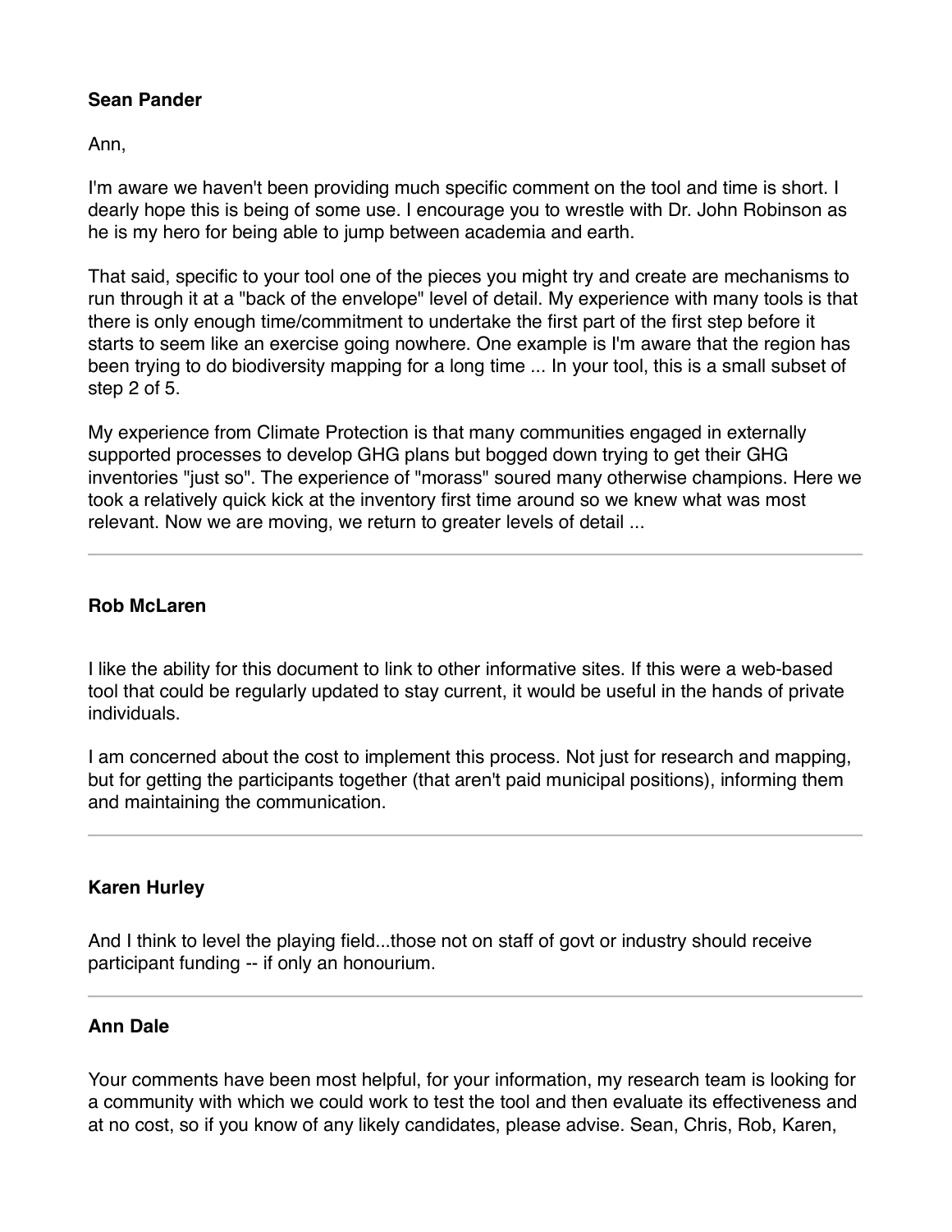**Sean Pander**

Ann,

I'm aware we haven't been providing much specific comment on the tool and time is short. I dearly hope this is being of some use. I encourage you to wrestle with Dr. John Robinson as he is my hero for being able to jump between academia and earth.

That said, specific to your tool one of the pieces you might try and create are mechanisms to run through it at a "back of the envelope" level of detail. My experience with many tools is that there is only enough time/commitment to undertake the first part of the first step before it starts to seem like an exercise going nowhere. One example is I'm aware that the region has been trying to do biodiversity mapping for a long time ... In your tool, this is a small subset of step 2 of 5.

My experience from Climate Protection is that many communities engaged in externally supported processes to develop GHG plans but bogged down trying to get their GHG inventories "just so". The experience of "morass" soured many otherwise champions. Here we took a relatively quick kick at the inventory first time around so we knew what was most relevant. Now we are moving, we return to greater levels of detail ...

---

**Rob McLaren**

I like the ability for this document to link to other informative sites. If this were a web-based tool that could be regularly updated to stay current, it would be useful in the hands of private individuals.

I am concerned about the cost to implement this process. Not just for research and mapping, but for getting the participants together (that aren't paid municipal positions), informing them and maintaining the communication.

---

**Karen Hurley**

And I think to level the playing field...those not on staff of govt or industry should receive participant funding -- if only an honourium.

---

**Ann Dale**

Your comments have been most helpful, for your information, my research team is looking for a community with which we could work to test the tool and then evaluate its effectiveness and at no cost, so if you know of any likely candidates, please advise. Sean, Chris, Rob, Karen,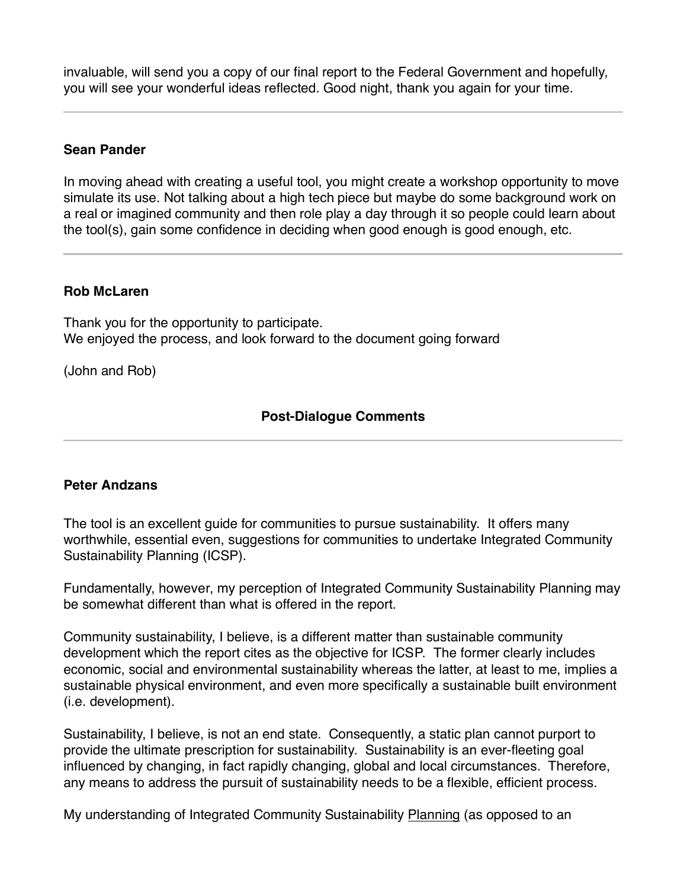invaluable, will send you a copy of our final report to the Federal Government and hopefully, you will see your wonderful ideas reflected. Good night, thank you again for your time.

---

**Sean Pander**

In moving ahead with creating a useful tool, you might create a workshop opportunity to move simulate its use. Not talking about a high tech piece but maybe do some background work on a real or imagined community and then role play a day through it so people could learn about the tool(s), gain some confidence in deciding when good enough is good enough, etc.

---

**Rob McLaren**

Thank you for the opportunity to participate.
We enjoyed the process, and look forward to the document going forward

(John and Rob)

## Post-Dialogue Comments

---

**Peter Andzans**

The tool is an excellent guide for communities to pursue sustainability. It offers many worthwhile, essential even, suggestions for communities to undertake Integrated Community Sustainability Planning (ICSP).

Fundamentally, however, my perception of Integrated Community Sustainability Planning may be somewhat different than what is offered in the report.

Community sustainability, I believe, is a different matter than sustainable community development which the report cites as the objective for ICSP. The former clearly includes economic, social and environmental sustainability whereas the latter, at least to me, implies a sustainable physical environment, and even more specifically a sustainable built environment (i.e. development).

Sustainability, I believe, is not an end state. Consequently, a static plan cannot purport to provide the ultimate prescription for sustainability. Sustainability is an ever-fleeting goal influenced by changing, in fact rapidly changing, global and local circumstances. Therefore, any means to address the pursuit of sustainability needs to be a flexible, efficient process.

My understanding of Integrated Community Sustainability <u>Planning</u> (as opposed to an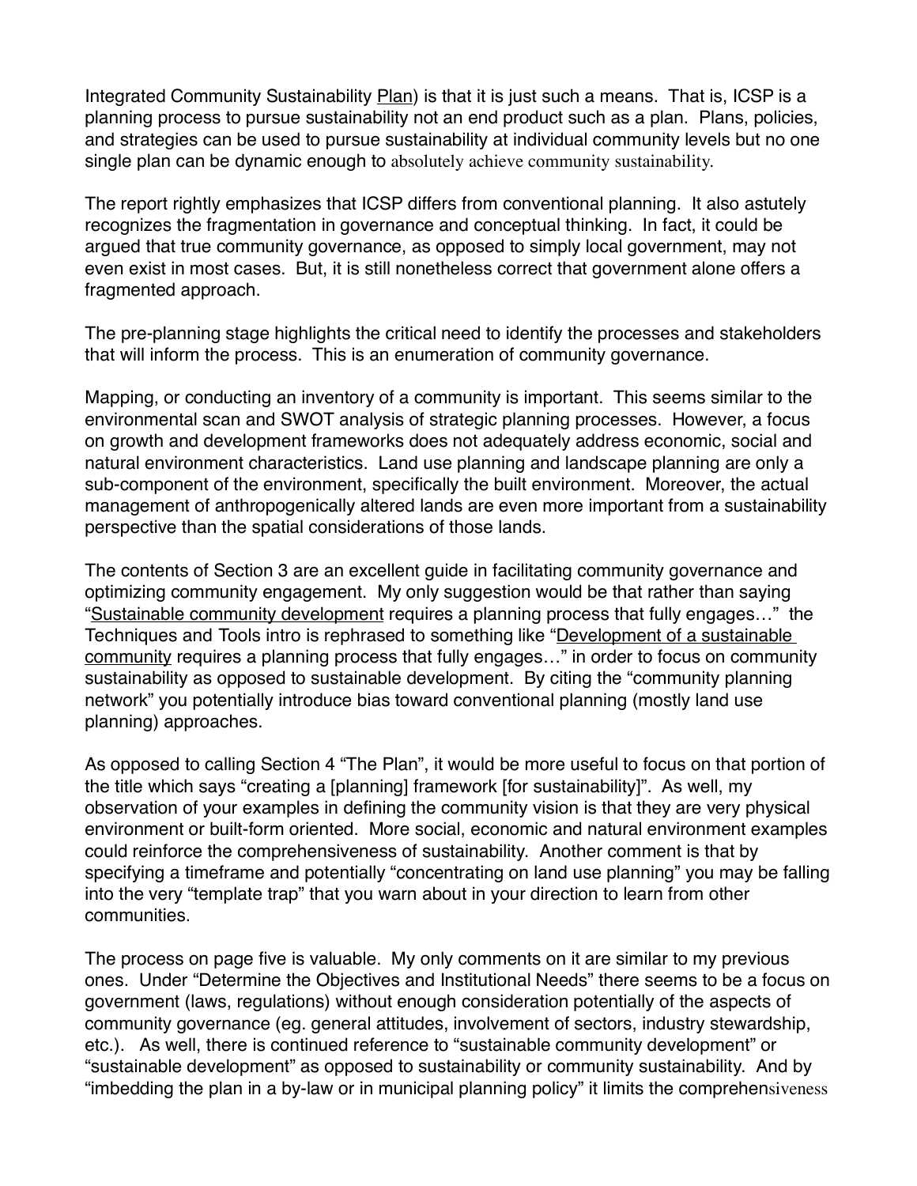Integrated Community Sustainability Plan) is that it is just such a means. That is, ICSP is a planning process to pursue sustainability not an end product such as a plan. Plans, policies, and strategies can be used to pursue sustainability at individual community levels but no one single plan can be dynamic enough to absolutely achieve community sustainability.

The report rightly emphasizes that ICSP differs from conventional planning. It also astutely recognizes the fragmentation in governance and conceptual thinking. In fact, it could be argued that true community governance, as opposed to simply local government, may not even exist in most cases. But, it is still nonetheless correct that government alone offers a fragmented approach.

The pre-planning stage highlights the critical need to identify the processes and stakeholders that will inform the process. This is an enumeration of community governance.

Mapping, or conducting an inventory of a community is important. This seems similar to the environmental scan and SWOT analysis of strategic planning processes. However, a focus on growth and development frameworks does not adequately address economic, social and natural environment characteristics. Land use planning and landscape planning are only a sub-component of the environment, specifically the built environment. Moreover, the actual management of anthropogenically altered lands are even more important from a sustainability perspective than the spatial considerations of those lands.

The contents of Section 3 are an excellent guide in facilitating community governance and optimizing community engagement. My only suggestion would be that rather than saying "Sustainable community development requires a planning process that fully engages…" the Techniques and Tools intro is rephrased to something like "Development of a sustainable community requires a planning process that fully engages…" in order to focus on community sustainability as opposed to sustainable development. By citing the "community planning network" you potentially introduce bias toward conventional planning (mostly land use planning) approaches.

As opposed to calling Section 4 "The Plan", it would be more useful to focus on that portion of the title which says "creating a [planning] framework [for sustainability]". As well, my observation of your examples in defining the community vision is that they are very physical environment or built-form oriented. More social, economic and natural environment examples could reinforce the comprehensiveness of sustainability. Another comment is that by specifying a timeframe and potentially "concentrating on land use planning" you may be falling into the very "template trap" that you warn about in your direction to learn from other communities.

The process on page five is valuable. My only comments on it are similar to my previous ones. Under "Determine the Objectives and Institutional Needs" there seems to be a focus on government (laws, regulations) without enough consideration potentially of the aspects of community governance (eg. general attitudes, involvement of sectors, industry stewardship, etc.). As well, there is continued reference to "sustainable community development" or "sustainable development" as opposed to sustainability or community sustainability. And by "imbedding the plan in a by-law or in municipal planning policy" it limits the comprehensiveness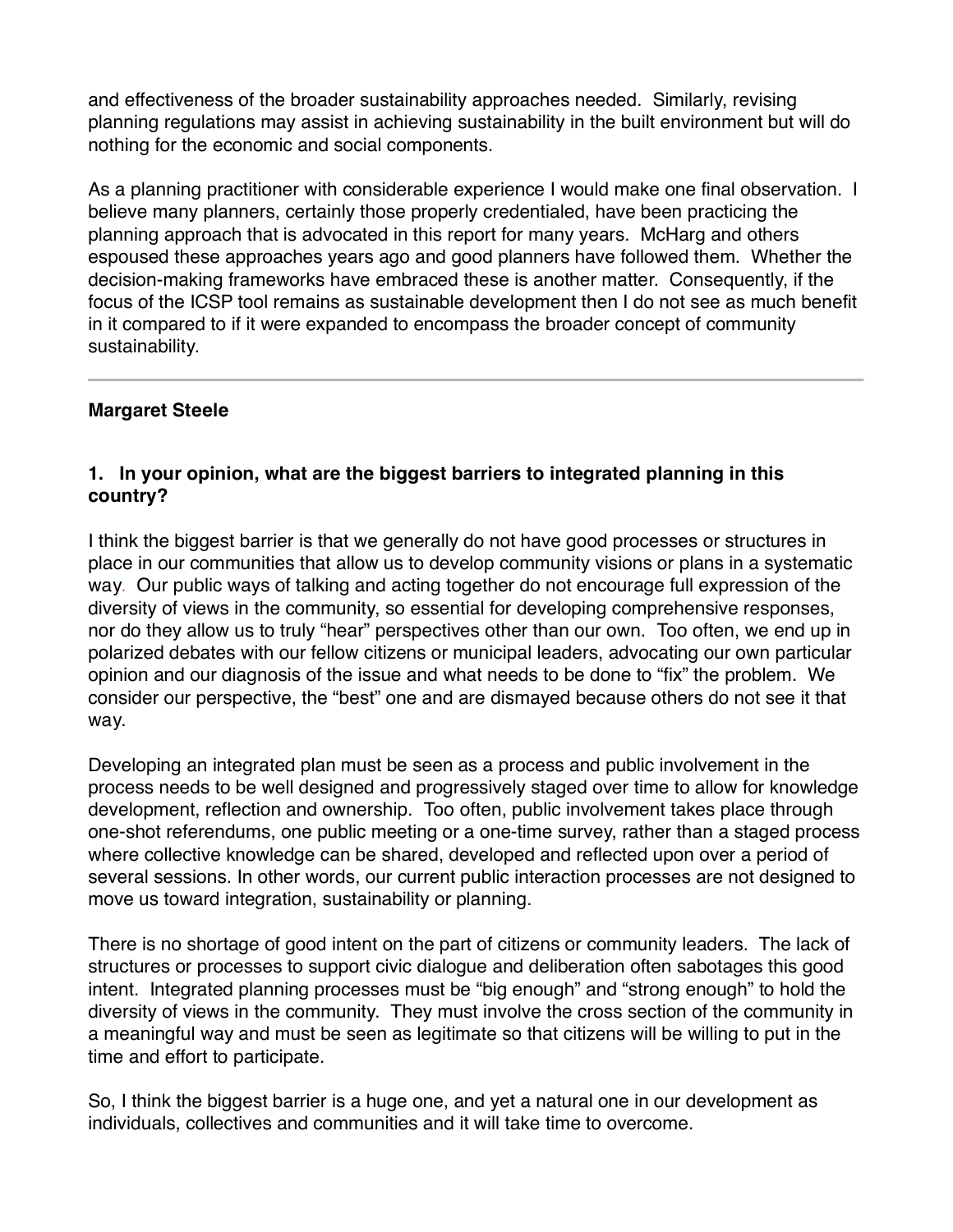and effectiveness of the broader sustainability approaches needed. Similarly, revising planning regulations may assist in achieving sustainability in the built environment but will do nothing for the economic and social components.

As a planning practitioner with considerable experience I would make one final observation. I believe many planners, certainly those properly credentialed, have been practicing the planning approach that is advocated in this report for many years. McHarg and others espoused these approaches years ago and good planners have followed them. Whether the decision-making frameworks have embraced these is another matter. Consequently, if the focus of the ICSP tool remains as sustainable development then I do not see as much benefit in it compared to if it were expanded to encompass the broader concept of community sustainability.

---

**Margaret Steele**

**1. In your opinion, what are the biggest barriers to integrated planning in this country?**

I think the biggest barrier is that we generally do not have good processes or structures in place in our communities that allow us to develop community visions or plans in a systematic way. Our public ways of talking and acting together do not encourage full expression of the diversity of views in the community, so essential for developing comprehensive responses, nor do they allow us to truly "hear" perspectives other than our own. Too often, we end up in polarized debates with our fellow citizens or municipal leaders, advocating our own particular opinion and our diagnosis of the issue and what needs to be done to "fix" the problem. We consider our perspective, the "best" one and are dismayed because others do not see it that way.

Developing an integrated plan must be seen as a process and public involvement in the process needs to be well designed and progressively staged over time to allow for knowledge development, reflection and ownership. Too often, public involvement takes place through one-shot referendums, one public meeting or a one-time survey, rather than a staged process where collective knowledge can be shared, developed and reflected upon over a period of several sessions. In other words, our current public interaction processes are not designed to move us toward integration, sustainability or planning.

There is no shortage of good intent on the part of citizens or community leaders. The lack of structures or processes to support civic dialogue and deliberation often sabotages this good intent. Integrated planning processes must be "big enough" and "strong enough" to hold the diversity of views in the community. They must involve the cross section of the community in a meaningful way and must be seen as legitimate so that citizens will be willing to put in the time and effort to participate.

So, I think the biggest barrier is a huge one, and yet a natural one in our development as individuals, collectives and communities and it will take time to overcome.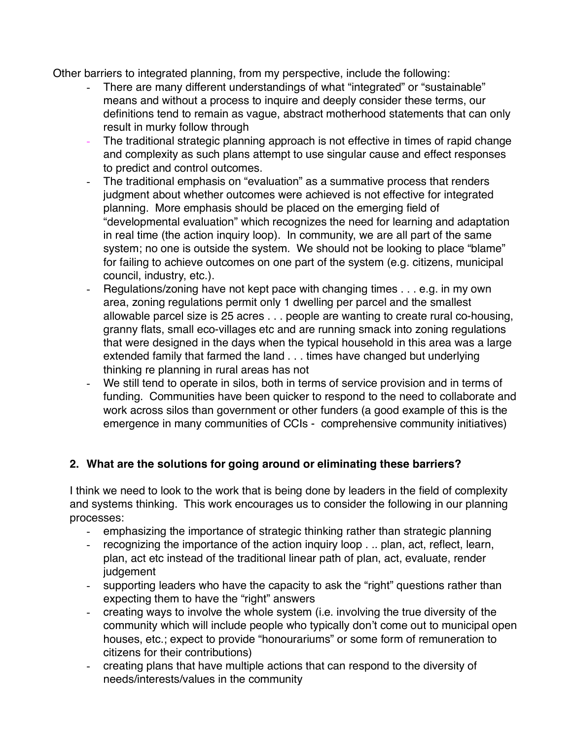Other barriers to integrated planning, from my perspective, include the following:

- There are many different understandings of what "integrated" or "sustainable" means and without a process to inquire and deeply consider these terms, our definitions tend to remain as vague, abstract motherhood statements that can only result in murky follow through
- The traditional strategic planning approach is not effective in times of rapid change and complexity as such plans attempt to use singular cause and effect responses to predict and control outcomes.
- The traditional emphasis on "evaluation" as a summative process that renders judgment about whether outcomes were achieved is not effective for integrated planning. More emphasis should be placed on the emerging field of "developmental evaluation" which recognizes the need for learning and adaptation in real time (the action inquiry loop). In community, we are all part of the same system; no one is outside the system. We should not be looking to place "blame" for failing to achieve outcomes on one part of the system (e.g. citizens, municipal council, industry, etc.).
- Regulations/zoning have not kept pace with changing times . . . e.g. in my own area, zoning regulations permit only 1 dwelling per parcel and the smallest allowable parcel size is 25 acres . . . people are wanting to create rural co-housing, granny flats, small eco-villages etc and are running smack into zoning regulations that were designed in the days when the typical household in this area was a large extended family that farmed the land . . . times have changed but underlying thinking re planning in rural areas has not
- We still tend to operate in silos, both in terms of service provision and in terms of funding. Communities have been quicker to respond to the need to collaborate and work across silos than government or other funders (a good example of this is the emergence in many communities of CCIs - comprehensive community initiatives)

**2. What are the solutions for going around or eliminating these barriers?**

I think we need to look to the work that is being done by leaders in the field of complexity and systems thinking. This work encourages us to consider the following in our planning processes:

- emphasizing the importance of strategic thinking rather than strategic planning
- recognizing the importance of the action inquiry loop . .. plan, act, reflect, learn, plan, act etc instead of the traditional linear path of plan, act, evaluate, render judgement
- supporting leaders who have the capacity to ask the "right" questions rather than expecting them to have the "right" answers
- creating ways to involve the whole system (i.e. involving the true diversity of the community which will include people who typically don't come out to municipal open houses, etc.; expect to provide "honourariums" or some form of remuneration to citizens for their contributions)
- creating plans that have multiple actions that can respond to the diversity of needs/interests/values in the community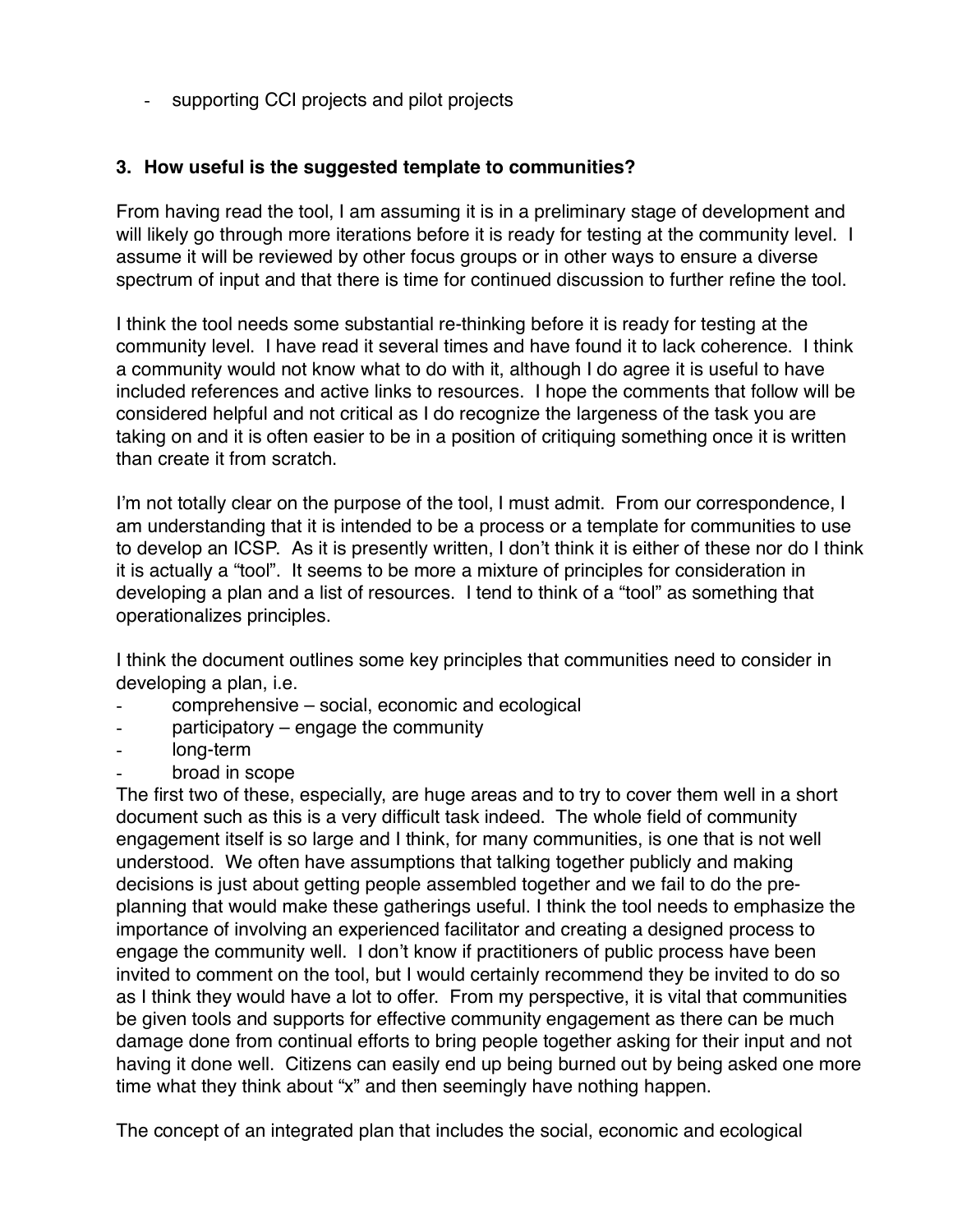- supporting CCI projects and pilot projects

**3. How useful is the suggested template to communities?**

From having read the tool, I am assuming it is in a preliminary stage of development and will likely go through more iterations before it is ready for testing at the community level. I assume it will be reviewed by other focus groups or in other ways to ensure a diverse spectrum of input and that there is time for continued discussion to further refine the tool.

I think the tool needs some substantial re-thinking before it is ready for testing at the community level. I have read it several times and have found it to lack coherence. I think a community would not know what to do with it, although I do agree it is useful to have included references and active links to resources. I hope the comments that follow will be considered helpful and not critical as I do recognize the largeness of the task you are taking on and it is often easier to be in a position of critiquing something once it is written than create it from scratch.

I'm not totally clear on the purpose of the tool, I must admit. From our correspondence, I am understanding that it is intended to be a process or a template for communities to use to develop an ICSP. As it is presently written, I don't think it is either of these nor do I think it is actually a "tool". It seems to be more a mixture of principles for consideration in developing a plan and a list of resources. I tend to think of a "tool" as something that operationalizes principles.

I think the document outlines some key principles that communities need to consider in developing a plan, i.e.

- comprehensive – social, economic and ecological
- participatory – engage the community
- long-term
- broad in scope

The first two of these, especially, are huge areas and to try to cover them well in a short document such as this is a very difficult task indeed. The whole field of community engagement itself is so large and I think, for many communities, is one that is not well understood. We often have assumptions that talking together publicly and making decisions is just about getting people assembled together and we fail to do the pre-planning that would make these gatherings useful. I think the tool needs to emphasize the importance of involving an experienced facilitator and creating a designed process to engage the community well. I don't know if practitioners of public process have been invited to comment on the tool, but I would certainly recommend they be invited to do so as I think they would have a lot to offer. From my perspective, it is vital that communities be given tools and supports for effective community engagement as there can be much damage done from continual efforts to bring people together asking for their input and not having it done well. Citizens can easily end up being burned out by being asked one more time what they think about "x" and then seemingly have nothing happen.

The concept of an integrated plan that includes the social, economic and ecological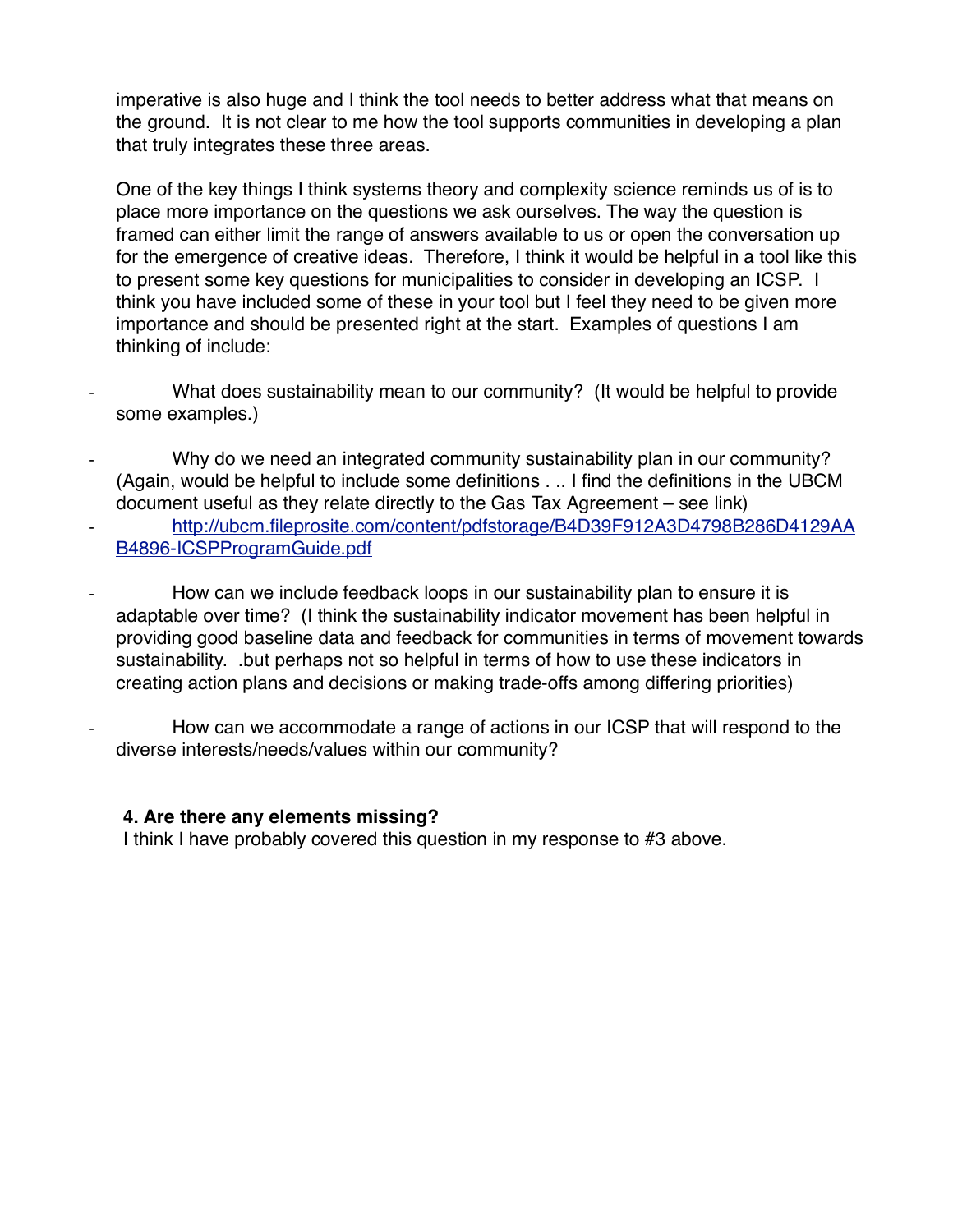imperative is also huge and I think the tool needs to better address what that means on the ground. It is not clear to me how the tool supports communities in developing a plan that truly integrates these three areas.

One of the key things I think systems theory and complexity science reminds us of is to place more importance on the questions we ask ourselves. The way the question is framed can either limit the range of answers available to us or open the conversation up for the emergence of creative ideas. Therefore, I think it would be helpful in a tool like this to present some key questions for municipalities to consider in developing an ICSP. I think you have included some of these in your tool but I feel they need to be given more importance and should be presented right at the start. Examples of questions I am thinking of include:

- What does sustainability mean to our community? (It would be helpful to provide some examples.)

- Why do we need an integrated community sustainability plan in our community? (Again, would be helpful to include some definitions . .. I find the definitions in the UBCM document useful as they relate directly to the Gas Tax Agreement – see link)
- http://ubcm.fileprosite.com/content/pdfstorage/B4D39F912A3D4798B286D4129AAB4896-ICSPProgramGuide.pdf

- How can we include feedback loops in our sustainability plan to ensure it is adaptable over time? (I think the sustainability indicator movement has been helpful in providing good baseline data and feedback for communities in terms of movement towards sustainability. .but perhaps not so helpful in terms of how to use these indicators in creating action plans and decisions or making trade-offs among differing priorities)

- How can we accommodate a range of actions in our ICSP that will respond to the diverse interests/needs/values within our community?

**4. Are there any elements missing?**

I think I have probably covered this question in my response to #3 above.